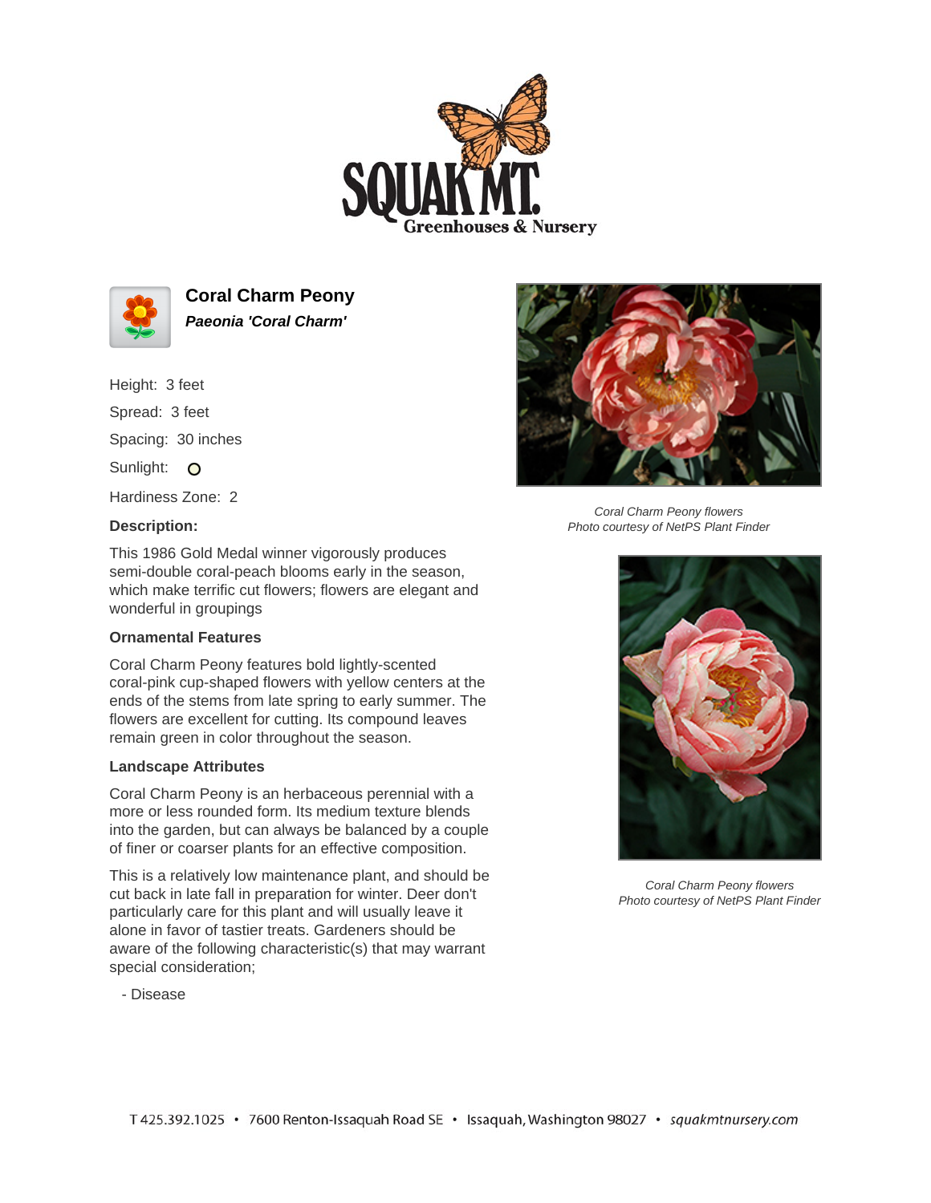# Coral Charm Peony

***Paeonia 'Coral Charm'***

Height: 3 feet

Spread: 3 feet

Spacing: 30 inches

Sunlight: O

Hardiness Zone: 2

### Description:

This 1986 Gold Medal winner vigorously produces semi-double coral-peach blooms early in the season, which make terrific cut flowers; flowers are elegant and wonderful in groupings

### Ornamental Features

Coral Charm Peony features bold lightly-scented coral-pink cup-shaped flowers with yellow centers at the ends of the stems from late spring to early summer. The flowers are excellent for cutting. Its compound leaves remain green in color throughout the season.

### Landscape Attributes

Coral Charm Peony is an herbaceous perennial with a more or less rounded form. Its medium texture blends into the garden, but can always be balanced by a couple of finer or coarser plants for an effective composition.

This is a relatively low maintenance plant, and should be cut back in late fall in preparation for winter. Deer don't particularly care for this plant and will usually leave it alone in favor of tastier treats. Gardeners should be aware of the following characteristic(s) that may warrant special consideration;

- Disease

*Coral Charm Peony flowers*
*Photo courtesy of NetPS Plant Finder*

*Coral Charm Peony flowers*
*Photo courtesy of NetPS Plant Finder*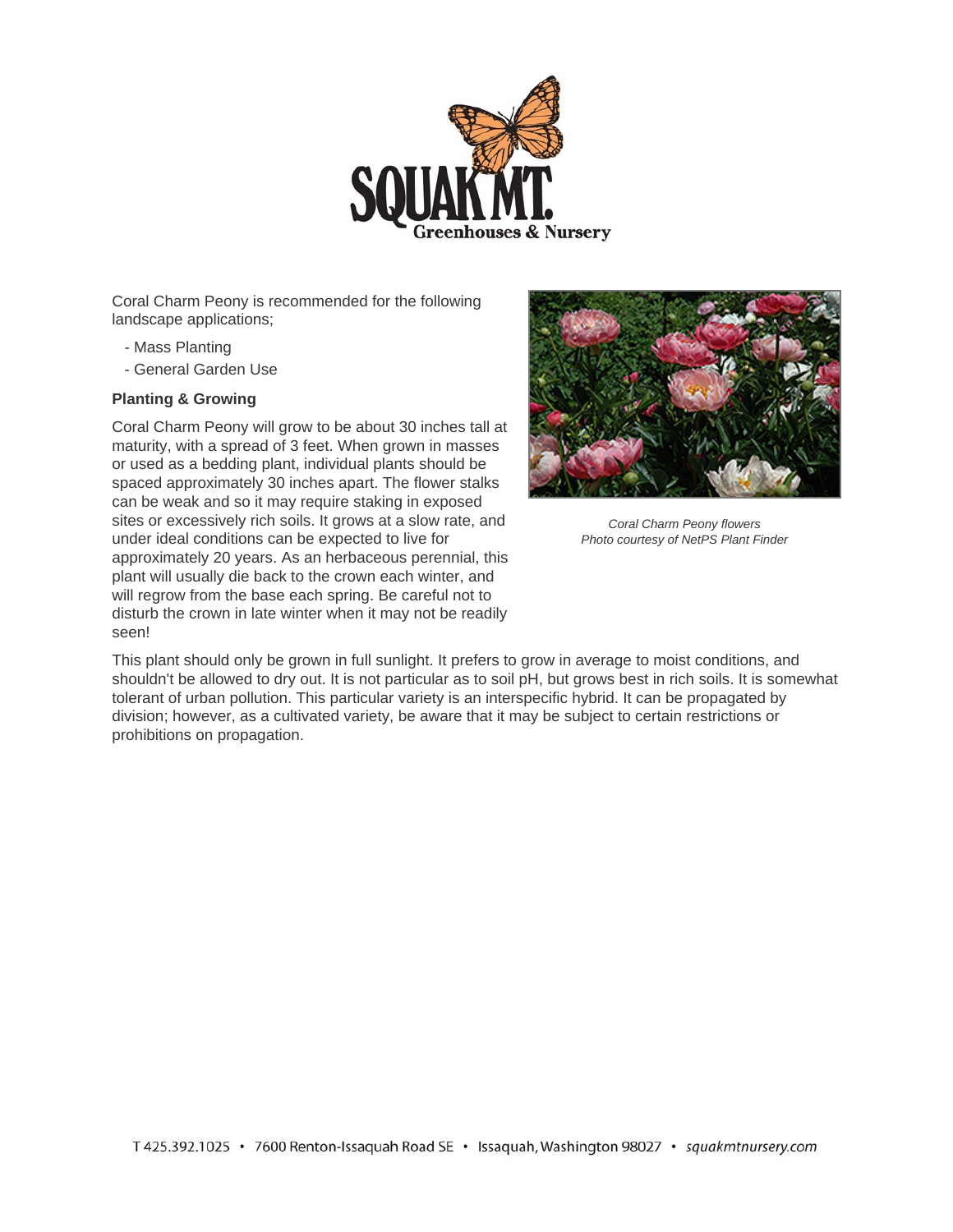Coral Charm Peony is recommended for the following landscape applications;

- Mass Planting
- General Garden Use

**Planting & Growing**

Coral Charm Peony will grow to be about 30 inches tall at maturity, with a spread of 3 feet. When grown in masses or used as a bedding plant, individual plants should be spaced approximately 30 inches apart. The flower stalks can be weak and so it may require staking in exposed sites or excessively rich soils. It grows at a slow rate, and under ideal conditions can be expected to live for approximately 20 years. As an herbaceous perennial, this plant will usually die back to the crown each winter, and will regrow from the base each spring. Be careful not to disturb the crown in late winter when it may not be readily seen!

*Coral Charm Peony flowers*
*Photo courtesy of NetPS Plant Finder*

This plant should only be grown in full sunlight. It prefers to grow in average to moist conditions, and shouldn't be allowed to dry out. It is not particular as to soil pH, but grows best in rich soils. It is somewhat tolerant of urban pollution. This particular variety is an interspecific hybrid. It can be propagated by division; however, as a cultivated variety, be aware that it may be subject to certain restrictions or prohibitions on propagation.